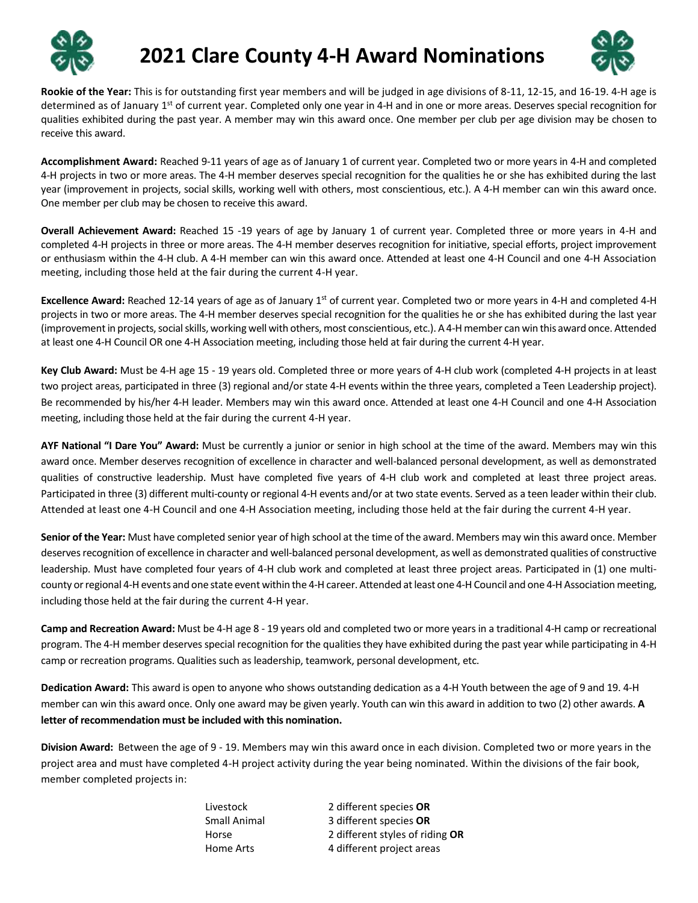# 2021 Clare County 4-H Award Nominations

**Rookie of the Year:** This is for outstanding first year members and will be judged in age divisions of 8-11, 12-15, and 16-19. 4-H age is determined as of January 1st of current year. Completed only one year in 4-H and in one or more areas. Deserves special recognition for qualities exhibited during the past year. A member may win this award once. One member per club per age division may be chosen to receive this award.

**Accomplishment Award:** Reached 9-11 years of age as of January 1 of current year. Completed two or more years in 4-H and completed 4-H projects in two or more areas. The 4-H member deserves special recognition for the qualities he or she has exhibited during the last year (improvement in projects, social skills, working well with others, most conscientious, etc.). A 4-H member can win this award once. One member per club may be chosen to receive this award.

**Overall Achievement Award:** Reached 15 -19 years of age by January 1 of current year. Completed three or more years in 4-H and completed 4-H projects in three or more areas. The 4-H member deserves recognition for initiative, special efforts, project improvement or enthusiasm within the 4-H club. A 4-H member can win this award once. Attended at least one 4-H Council and one 4-H Association meeting, including those held at the fair during the current 4-H year.

**Excellence Award:** Reached 12-14 years of age as of January 1st of current year. Completed two or more years in 4-H and completed 4-H projects in two or more areas. The 4-H member deserves special recognition for the qualities he or she has exhibited during the last year (improvement in projects, social skills, working well with others, most conscientious, etc.). A 4-H member can win this award once. Attended at least one 4-H Council OR one 4-H Association meeting, including those held at fair during the current 4-H year.

**Key Club Award:** Must be 4-H age 15 - 19 years old. Completed three or more years of 4-H club work (completed 4-H projects in at least two project areas, participated in three (3) regional and/or state 4-H events within the three years, completed a Teen Leadership project). Be recommended by his/her 4-H leader. Members may win this award once. Attended at least one 4-H Council and one 4-H Association meeting, including those held at the fair during the current 4-H year.

**AYF National "I Dare You" Award:** Must be currently a junior or senior in high school at the time of the award. Members may win this award once. Member deserves recognition of excellence in character and well-balanced personal development, as well as demonstrated qualities of constructive leadership. Must have completed five years of 4-H club work and completed at least three project areas. Participated in three (3) different multi-county or regional 4-H events and/or at two state events. Served as a teen leader within their club. Attended at least one 4-H Council and one 4-H Association meeting, including those held at the fair during the current 4-H year.

**Senior of the Year:** Must have completed senior year of high school at the time of the award. Members may win this award once. Member deserves recognition of excellence in character and well-balanced personal development, as well as demonstrated qualities of constructive leadership. Must have completed four years of 4-H club work and completed at least three project areas. Participated in (1) one multi-county or regional 4-H events and one state event within the 4-H career. Attended at least one 4-H Council and one 4-H Association meeting, including those held at the fair during the current 4-H year.

**Camp and Recreation Award:** Must be 4-H age 8 - 19 years old and completed two or more years in a traditional 4-H camp or recreational program. The 4-H member deserves special recognition for the qualities they have exhibited during the past year while participating in 4-H camp or recreation programs. Qualities such as leadership, teamwork, personal development, etc.

**Dedication Award:** This award is open to anyone who shows outstanding dedication as a 4-H Youth between the age of 9 and 19. 4-H member can win this award once. Only one award may be given yearly. Youth can win this award in addition to two (2) other awards. **A letter of recommendation must be included with this nomination.**

**Division Award:** Between the age of 9 - 19. Members may win this award once in each division. Completed two or more years in the project area and must have completed 4-H project activity during the year being nominated. Within the divisions of the fair book, member completed projects in:

| | |
|---|---|
| Livestock | 2 different species **OR** |
| Small Animal | 3 different species **OR** |
| Horse | 2 different styles of riding **OR** |
| Home Arts | 4 different project areas |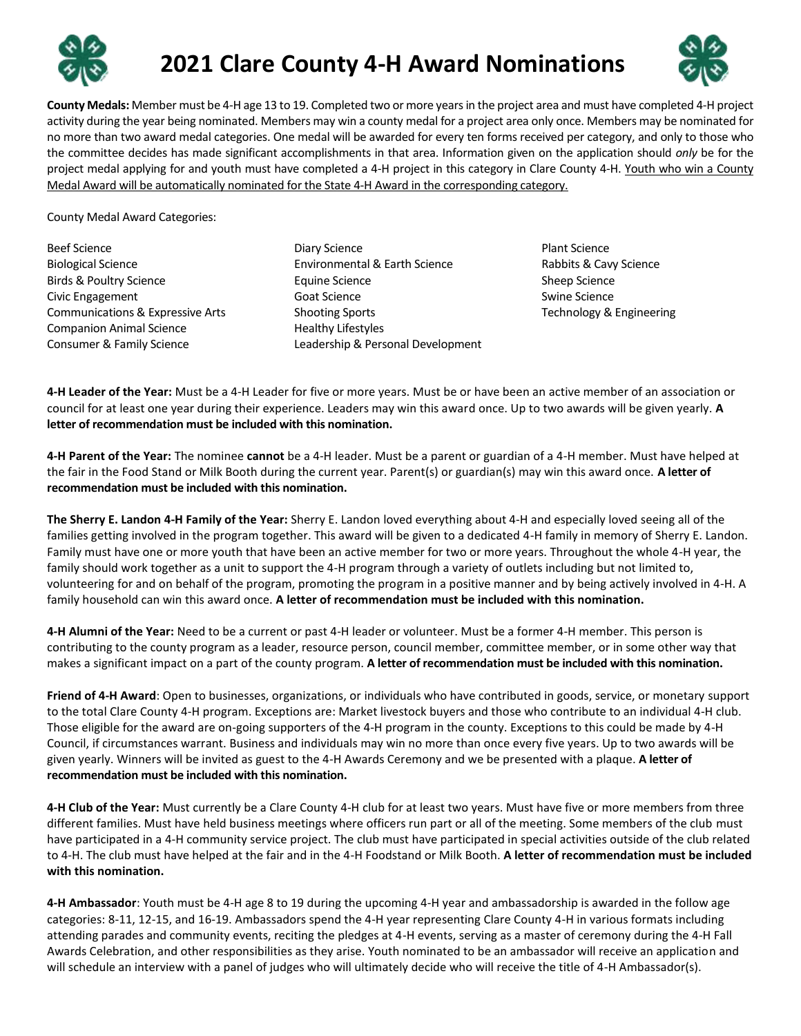# 2021 Clare County 4-H Award Nominations

**County Medals:** Member must be 4-H age 13 to 19. Completed two or more years in the project area and must have completed 4-H project activity during the year being nominated. Members may win a county medal for a project area only once. Members may be nominated for no more than two award medal categories. One medal will be awarded for every ten forms received per category, and only to those who the committee decides has made significant accomplishments in that area. Information given on the application should *only* be for the project medal applying for and youth must have completed a 4-H project in this category in Clare County 4-H. <u>Youth who win a County Medal Award will be automatically nominated for the State 4-H Award in the corresponding category.</u>

County Medal Award Categories:

- Beef Science
- Biological Science
- Birds & Poultry Science
- Civic Engagement
- Communications & Expressive Arts
- Companion Animal Science
- Consumer & Family Science
- Diary Science
- Environmental & Earth Science
- Equine Science
- Goat Science
- Shooting Sports
- Healthy Lifestyles
- Leadership & Personal Development
- Plant Science
- Rabbits & Cavy Science
- Sheep Science
- Swine Science
- Technology & Engineering

**4-H Leader of the Year:** Must be a 4-H Leader for five or more years. Must be or have been an active member of an association or council for at least one year during their experience. Leaders may win this award once. Up to two awards will be given yearly. **A letter of recommendation must be included with this nomination.**

**4-H Parent of the Year:** The nominee **cannot** be a 4-H leader. Must be a parent or guardian of a 4-H member. Must have helped at the fair in the Food Stand or Milk Booth during the current year. Parent(s) or guardian(s) may win this award once. **A letter of recommendation must be included with this nomination.**

**The Sherry E. Landon 4-H Family of the Year:** Sherry E. Landon loved everything about 4-H and especially loved seeing all of the families getting involved in the program together. This award will be given to a dedicated 4-H family in memory of Sherry E. Landon. Family must have one or more youth that have been an active member for two or more years. Throughout the whole 4-H year, the family should work together as a unit to support the 4-H program through a variety of outlets including but not limited to, volunteering for and on behalf of the program, promoting the program in a positive manner and by being actively involved in 4-H. A family household can win this award once. **A letter of recommendation must be included with this nomination.**

**4-H Alumni of the Year:** Need to be a current or past 4-H leader or volunteer. Must be a former 4-H member. This person is contributing to the county program as a leader, resource person, council member, committee member, or in some other way that makes a significant impact on a part of the county program. **A letter of recommendation must be included with this nomination.**

**Friend of 4-H Award**: Open to businesses, organizations, or individuals who have contributed in goods, service, or monetary support to the total Clare County 4-H program. Exceptions are: Market livestock buyers and those who contribute to an individual 4-H club. Those eligible for the award are on-going supporters of the 4-H program in the county. Exceptions to this could be made by 4-H Council, if circumstances warrant. Business and individuals may win no more than once every five years. Up to two awards will be given yearly. Winners will be invited as guest to the 4-H Awards Ceremony and we be presented with a plaque. **A letter of recommendation must be included with this nomination.**

**4-H Club of the Year:** Must currently be a Clare County 4-H club for at least two years. Must have five or more members from three different families. Must have held business meetings where officers run part or all of the meeting. Some members of the club must have participated in a 4-H community service project. The club must have participated in special activities outside of the club related to 4-H. The club must have helped at the fair and in the 4-H Foodstand or Milk Booth. **A letter of recommendation must be included with this nomination.**

**4-H Ambassador**: Youth must be 4-H age 8 to 19 during the upcoming 4-H year and ambassadorship is awarded in the follow age categories: 8-11, 12-15, and 16-19. Ambassadors spend the 4-H year representing Clare County 4-H in various formats including attending parades and community events, reciting the pledges at 4-H events, serving as a master of ceremony during the 4-H Fall Awards Celebration, and other responsibilities as they arise. Youth nominated to be an ambassador will receive an application and will schedule an interview with a panel of judges who will ultimately decide who will receive the title of 4-H Ambassador(s).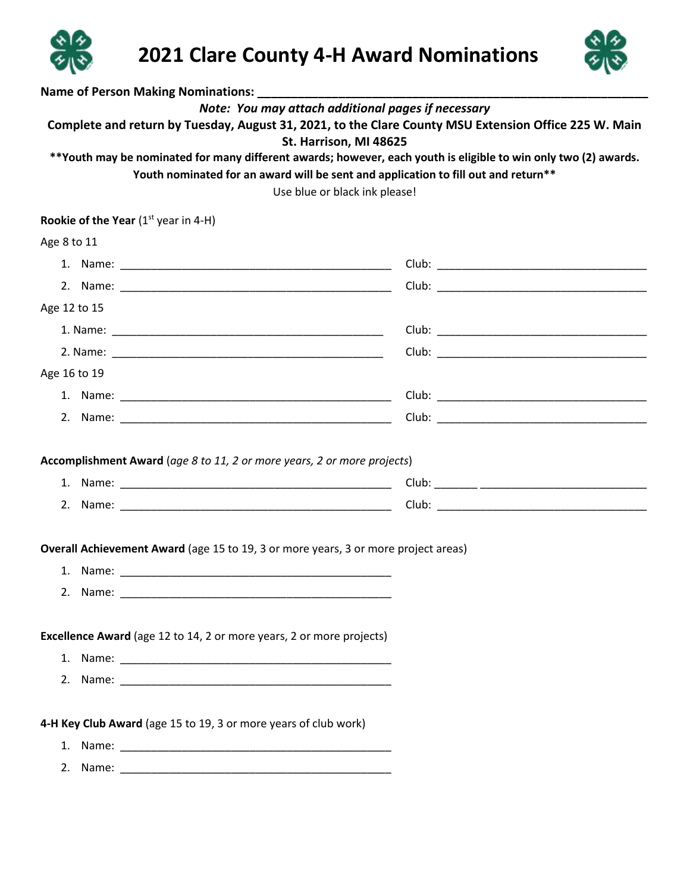# 2021 Clare County 4-H Award Nominations

**Name of Person Making Nominations:** ____________________________________________

***Note: You may attach additional pages if necessary***

**Complete and return by Tuesday, August 31, 2021, to the Clare County MSU Extension Office 225 W. Main St. Harrison, MI 48625**

**\*\*Youth may be nominated for many different awards; however, each youth is eligible to win only two (2) awards. Youth nominated for an award will be sent and application to fill out and return\*\***

Use blue or black ink please!

**Rookie of the Year** (1st year in 4-H)

Age 8 to 11

1. Name: ________________________________ Club: ________________________
2. Name: ________________________________ Club: ________________________

Age 12 to 15

1. Name: ________________________________ Club: ________________________
2. Name: ________________________________ Club: ________________________

Age 16 to 19

1. Name: ________________________________ Club: ________________________
2. Name: ________________________________ Club: ________________________

**Accomplishment Award** (*age 8 to 11, 2 or more years, 2 or more projects*)

1. Name: ________________________________ Club: _______ ___________________
2. Name: ________________________________ Club: ________________________

**Overall Achievement Award** (age 15 to 19, 3 or more years, 3 or more project areas)

1. Name: ________________________________
2. Name: ________________________________

**Excellence Award** (age 12 to 14, 2 or more years, 2 or more projects)

1. Name: ________________________________
2. Name: ________________________________

**4-H Key Club Award** (age 15 to 19, 3 or more years of club work)

1. Name: ________________________________
2. Name: ________________________________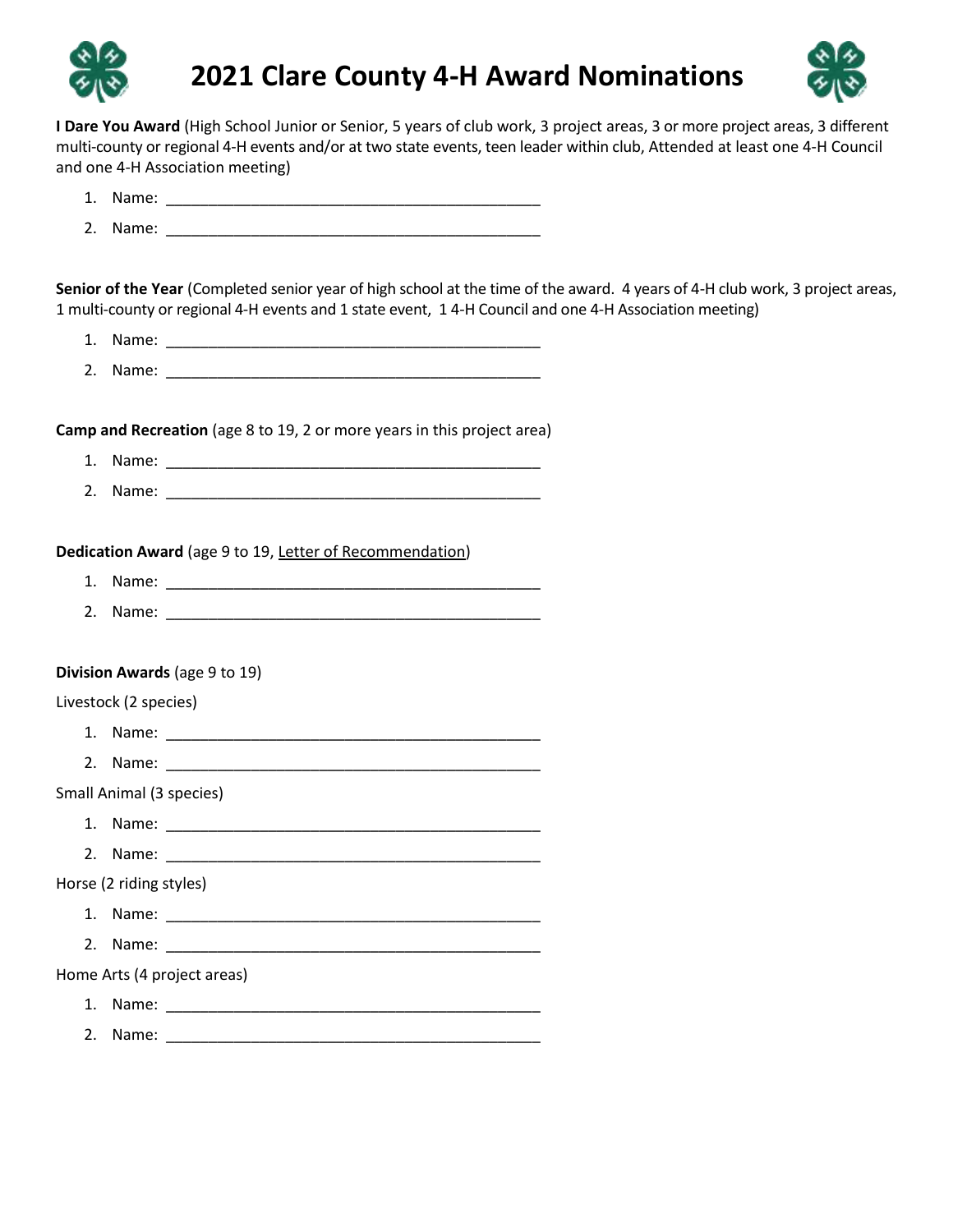# 2021 Clare County 4-H Award Nominations

**I Dare You Award** (High School Junior or Senior, 5 years of club work, 3 project areas, 3 or more project areas, 3 different multi-county or regional 4-H events and/or at two state events, teen leader within club, Attended at least one 4-H Council and one 4-H Association meeting)

1. Name: ___________________________________________
2. Name: ___________________________________________

**Senior of the Year** (Completed senior year of high school at the time of the award. 4 years of 4-H club work, 3 project areas, 1 multi-county or regional 4-H events and 1 state event, 1 4-H Council and one 4-H Association meeting)

1. Name: ___________________________________________
2. Name: ___________________________________________

**Camp and Recreation** (age 8 to 19, 2 or more years in this project area)

1. Name: ___________________________________________
2. Name: ___________________________________________

**Dedication Award** (age 9 to 19, <u>Letter of Recommendation</u>)

1. Name: ___________________________________________
2. Name: ___________________________________________

**Division Awards** (age 9 to 19)

Livestock (2 species)

1. Name: ___________________________________________
2. Name: ___________________________________________

Small Animal (3 species)

1. Name: ___________________________________________
2. Name: ___________________________________________

Horse (2 riding styles)

1. Name: ___________________________________________
2. Name: ___________________________________________

Home Arts (4 project areas)

1. Name: ___________________________________________
2. Name: ___________________________________________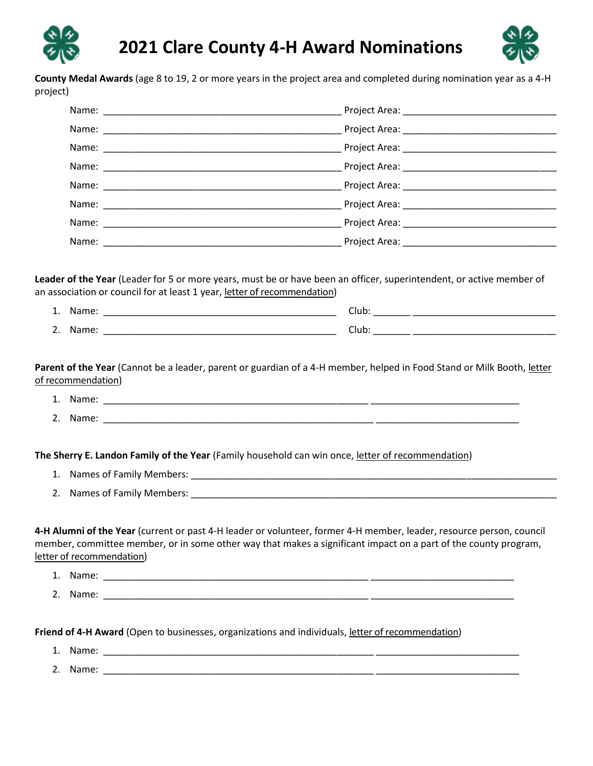# 2021 Clare County 4-H Award Nominations

**County Medal Awards** (age 8 to 19, 2 or more years in the project area and completed during nomination year as a 4-H project)

Name: ______________________________________________ Project Area: _____________________________

Name: ______________________________________________ Project Area: _____________________________

Name: ______________________________________________ Project Area: _____________________________

Name: ______________________________________________ Project Area: _____________________________

Name: ______________________________________________ Project Area: _____________________________

Name: ______________________________________________ Project Area: _____________________________

Name: ______________________________________________ Project Area: _____________________________

Name: ______________________________________________ Project Area: _____________________________

**Leader of the Year** (Leader for 5 or more years, must be or have been an officer, superintendent, or active member of an association or council for at least 1 year, letter of recommendation)

1. Name: ____________________________________________ Club: _______ ____________________________
2. Name: ____________________________________________ Club: _______ ____________________________

**Parent of the Year** (Cannot be a leader, parent or guardian of a 4-H member, helped in Food Stand or Milk Booth, letter of recommendation)

1. Name: ___________________________________________________ ____________________________
2. Name: ____________________________________________________ ____________________________

**The Sherry E. Landon Family of the Year** (Family household can win once, letter of recommendation)

1. Names of Family Members: _________________________________________________________________________
2. Names of Family Members: _________________________________________________________________________

**4-H Alumni of the Year** (current or past 4-H leader or volunteer, former 4-H member, leader, resource person, council member, committee member, or in some other way that makes a significant impact on a part of the county program, letter of recommendation)

1. Name: ___________________________________________________ ____________________________
2. Name: ___________________________________________________ ____________________________

**Friend of 4-H Award** (Open to businesses, organizations and individuals, letter of recommendation)

1. Name: ____________________________________________________ ____________________________
2. Name: ____________________________________________________ ____________________________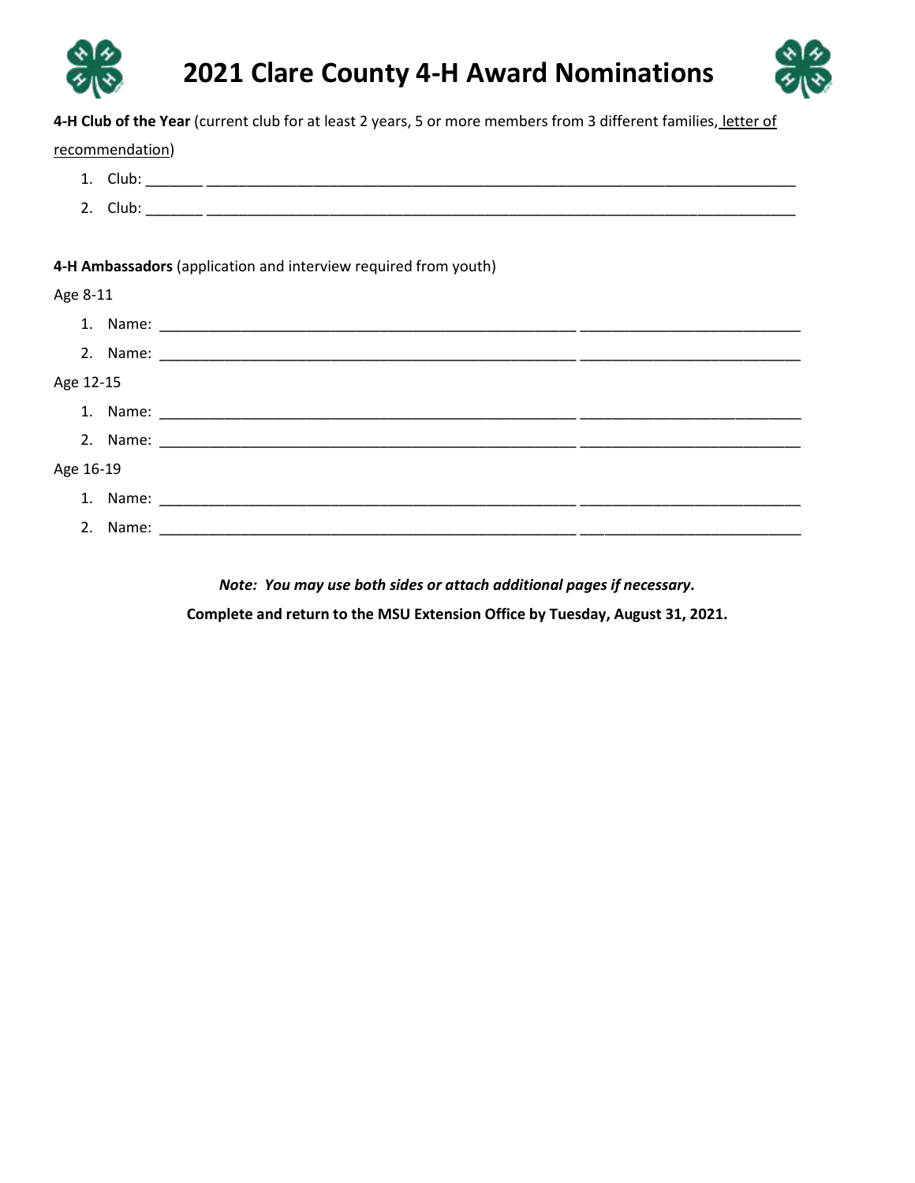# 2021 Clare County 4-H Award Nominations

**4-H Club of the Year** (current club for at least 2 years, 5 or more members from 3 different families, letter of recommendation)

1. Club: _______ ___________________________________________________________________________
2. Club: _______ ___________________________________________________________________________

**4-H Ambassadors** (application and interview required from youth)

Age 8-11

1. Name: ______________________________________________________ ____________________________
2. Name: ______________________________________________________ ____________________________

Age 12-15

1. Name: ______________________________________________________ ____________________________
2. Name: ______________________________________________________ ____________________________

Age 16-19

1. Name: ______________________________________________________ ____________________________
2. Name: ______________________________________________________ ____________________________

***Note: You may use both sides or attach additional pages if necessary.***

**Complete and return to the MSU Extension Office by Tuesday, August 31, 2021.**